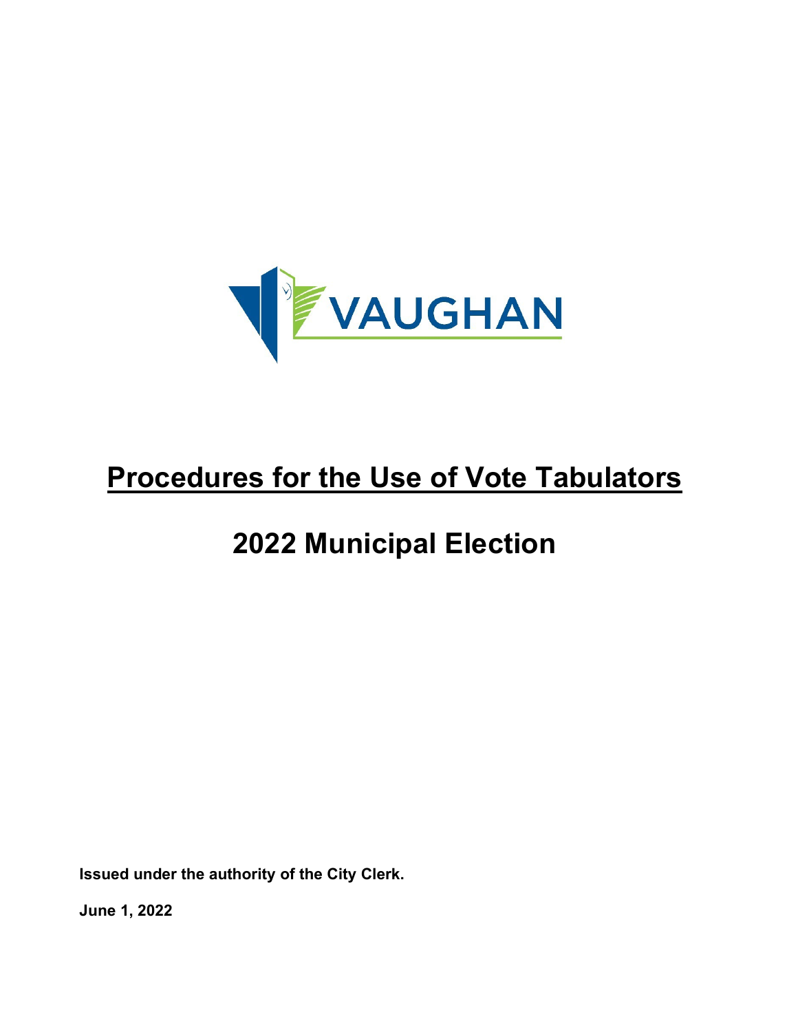VAUGHAN

# Procedures for the Use of Vote Tabulators

# 2022 Municipal Election

**Issued under the authority of the City Clerk.**

**June 1, 2022**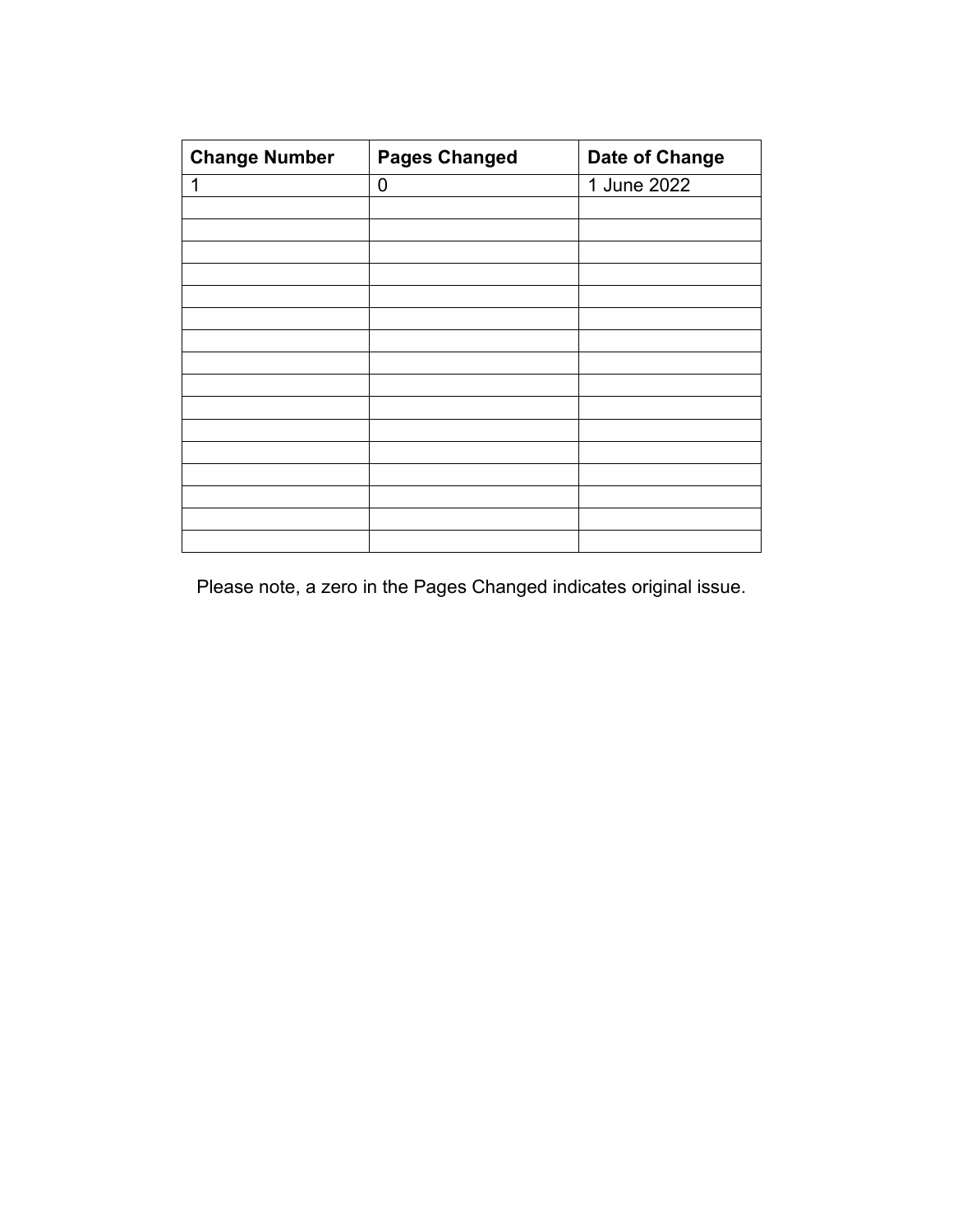| Change Number | Pages Changed | Date of Change |
| --- | --- | --- |
| 1 | 0 | 1 June 2022 |
| | | |
| | | |
| | | |
| | | |
| | | |
| | | |
| | | |
| | | |
| | | |
| | | |
| | | |
| | | |
| | | |
| | | |
| | | |
| | | |

Please note, a zero in the Pages Changed indicates original issue.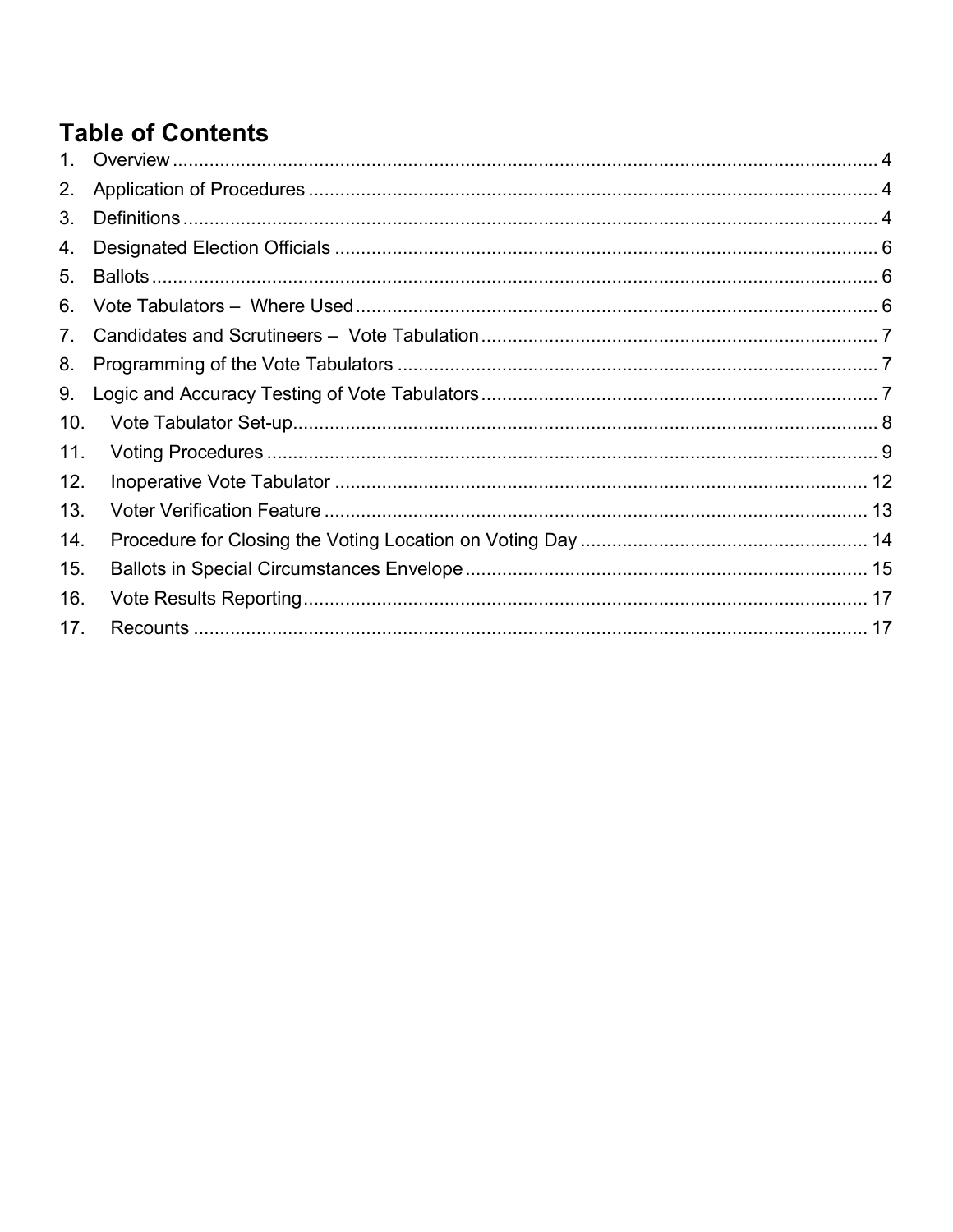## Table of Contents

1. Overview ..... 4
2. Application of Procedures ..... 4
3. Definitions ..... 4
4. Designated Election Officials ..... 6
5. Ballots ..... 6
6. Vote Tabulators – Where Used ..... 6
7. Candidates and Scrutineers – Vote Tabulation ..... 7
8. Programming of the Vote Tabulators ..... 7
9. Logic and Accuracy Testing of Vote Tabulators ..... 7
10. Vote Tabulator Set-up ..... 8
11. Voting Procedures ..... 9
12. Inoperative Vote Tabulator ..... 12
13. Voter Verification Feature ..... 13
14. Procedure for Closing the Voting Location on Voting Day ..... 14
15. Ballots in Special Circumstances Envelope ..... 15
16. Vote Results Reporting ..... 17
17. Recounts ..... 17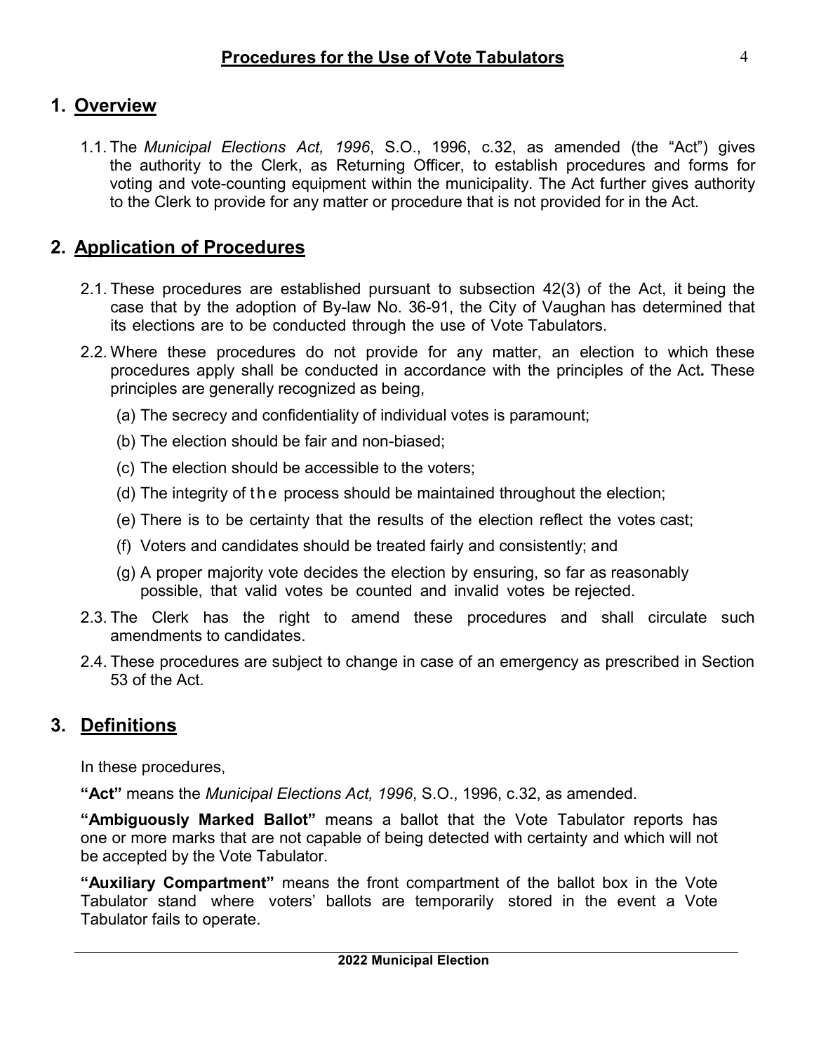## 1. Overview

1.1. The *Municipal Elections Act, 1996*, S.O., 1996, c.32, as amended (the "Act") gives the authority to the Clerk, as Returning Officer, to establish procedures and forms for voting and vote-counting equipment within the municipality. The Act further gives authority to the Clerk to provide for any matter or procedure that is not provided for in the Act.

## 2. Application of Procedures

2.1. These procedures are established pursuant to subsection 42(3) of the Act, it being the case that by the adoption of By-law No. 36-91, the City of Vaughan has determined that its elections are to be conducted through the use of Vote Tabulators.

2.2. Where these procedures do not provide for any matter, an election to which these procedures apply shall be conducted in accordance with the principles of the Act. These principles are generally recognized as being,

(a) The secrecy and confidentiality of individual votes is paramount;

(b) The election should be fair and non-biased;

(c) The election should be accessible to the voters;

(d) The integrity of the process should be maintained throughout the election;

(e) There is to be certainty that the results of the election reflect the votes cast;

(f) Voters and candidates should be treated fairly and consistently; and

(g) A proper majority vote decides the election by ensuring, so far as reasonably possible, that valid votes be counted and invalid votes be rejected.

2.3. The Clerk has the right to amend these procedures and shall circulate such amendments to candidates.

2.4. These procedures are subject to change in case of an emergency as prescribed in Section 53 of the Act.

## 3. Definitions

In these procedures,

**"Act"** means the *Municipal Elections Act, 1996*, S.O., 1996, c.32, as amended.

**"Ambiguously Marked Ballot"** means a ballot that the Vote Tabulator reports has one or more marks that are not capable of being detected with certainty and which will not be accepted by the Vote Tabulator.

**"Auxiliary Compartment"** means the front compartment of the ballot box in the Vote Tabulator stand where voters' ballots are temporarily stored in the event a Vote Tabulator fails to operate.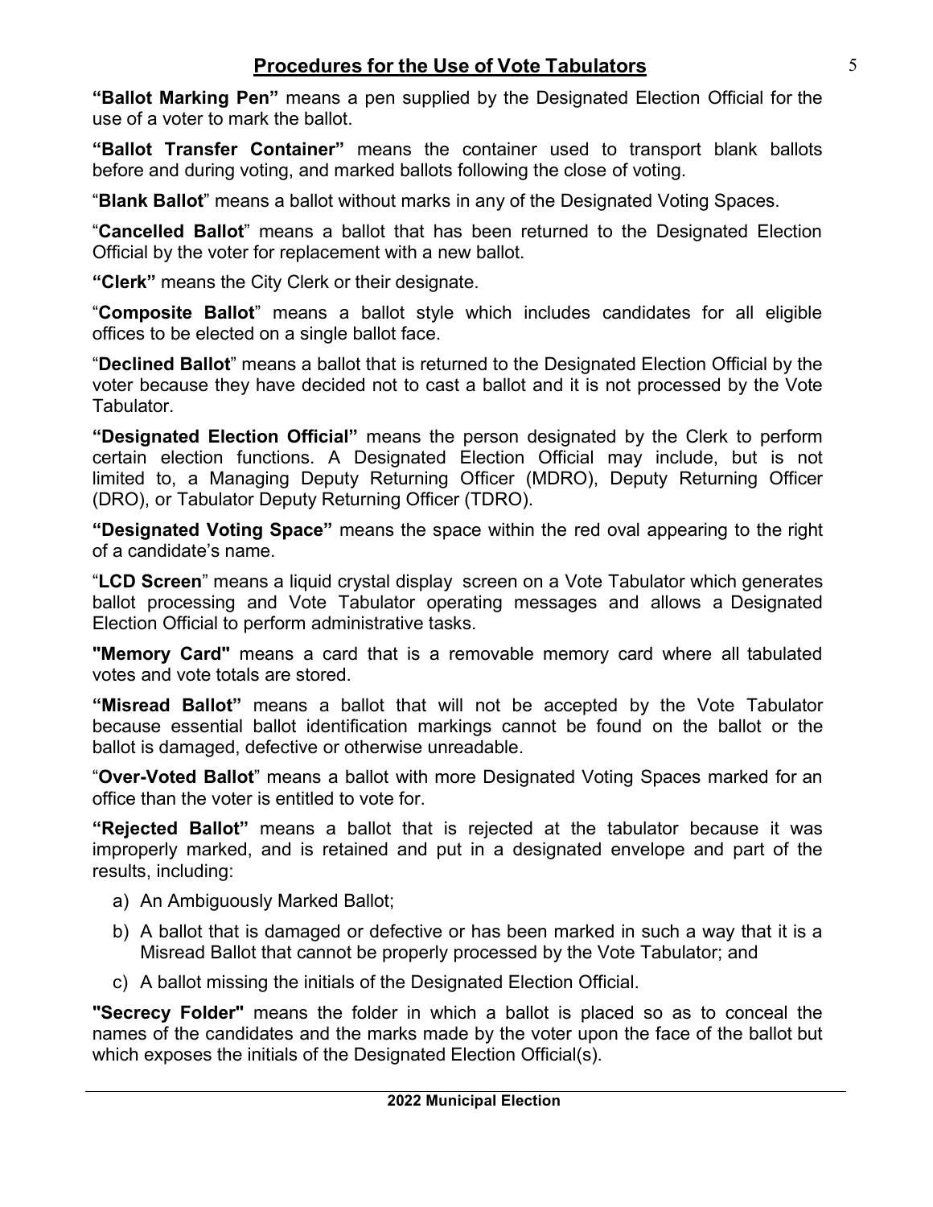**"Ballot Marking Pen"** means a pen supplied by the Designated Election Official for the use of a voter to mark the ballot.

**"Ballot Transfer Container"** means the container used to transport blank ballots before and during voting, and marked ballots following the close of voting.

"**Blank Ballot**" means a ballot without marks in any of the Designated Voting Spaces.

"**Cancelled Ballot**" means a ballot that has been returned to the Designated Election Official by the voter for replacement with a new ballot.

**"Clerk"** means the City Clerk or their designate.

"**Composite Ballot**" means a ballot style which includes candidates for all eligible offices to be elected on a single ballot face.

"**Declined Ballot**" means a ballot that is returned to the Designated Election Official by the voter because they have decided not to cast a ballot and it is not processed by the Vote Tabulator.

**"Designated Election Official"** means the person designated by the Clerk to perform certain election functions. A Designated Election Official may include, but is not limited to, a Managing Deputy Returning Officer (MDRO), Deputy Returning Officer (DRO), or Tabulator Deputy Returning Officer (TDRO).

**"Designated Voting Space"** means the space within the red oval appearing to the right of a candidate's name.

"**LCD Screen**" means a liquid crystal display screen on a Vote Tabulator which generates ballot processing and Vote Tabulator operating messages and allows a Designated Election Official to perform administrative tasks.

**"Memory Card"** means a card that is a removable memory card where all tabulated votes and vote totals are stored.

**"Misread Ballot"** means a ballot that will not be accepted by the Vote Tabulator because essential ballot identification markings cannot be found on the ballot or the ballot is damaged, defective or otherwise unreadable.

"**Over-Voted Ballot**" means a ballot with more Designated Voting Spaces marked for an office than the voter is entitled to vote for.

**"Rejected Ballot"** means a ballot that is rejected at the tabulator because it was improperly marked, and is retained and put in a designated envelope and part of the results, including:

a) An Ambiguously Marked Ballot;

b) A ballot that is damaged or defective or has been marked in such a way that it is a Misread Ballot that cannot be properly processed by the Vote Tabulator; and

c) A ballot missing the initials of the Designated Election Official.

**"Secrecy Folder"** means the folder in which a ballot is placed so as to conceal the names of the candidates and the marks made by the voter upon the face of the ballot but which exposes the initials of the Designated Election Official(s).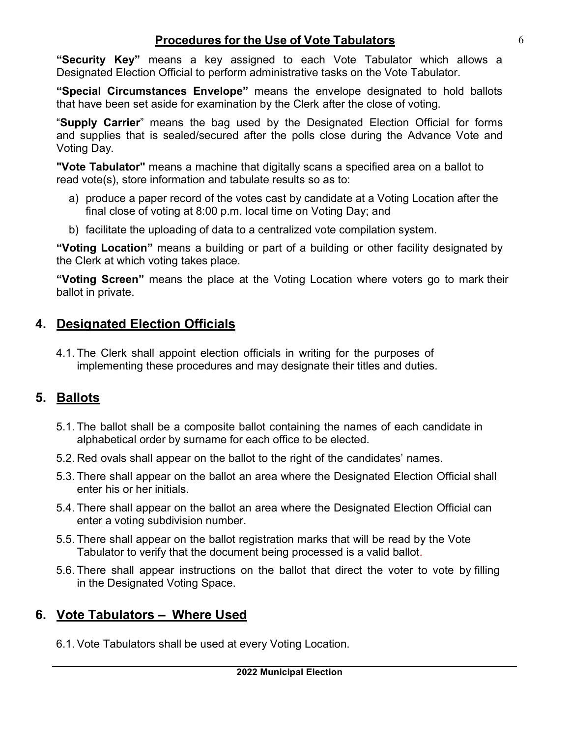**"Security Key"** means a key assigned to each Vote Tabulator which allows a Designated Election Official to perform administrative tasks on the Vote Tabulator.

**"Special Circumstances Envelope"** means the envelope designated to hold ballots that have been set aside for examination by the Clerk after the close of voting.

"**Supply Carrier**" means the bag used by the Designated Election Official for forms and supplies that is sealed/secured after the polls close during the Advance Vote and Voting Day.

**"Vote Tabulator"** means a machine that digitally scans a specified area on a ballot to read vote(s), store information and tabulate results so as to:

a) produce a paper record of the votes cast by candidate at a Voting Location after the final close of voting at 8:00 p.m. local time on Voting Day; and

b) facilitate the uploading of data to a centralized vote compilation system.

**"Voting Location"** means a building or part of a building or other facility designated by the Clerk at which voting takes place.

**"Voting Screen"** means the place at the Voting Location where voters go to mark their ballot in private.

## 4. Designated Election Officials

4.1. The Clerk shall appoint election officials in writing for the purposes of implementing these procedures and may designate their titles and duties.

## 5. Ballots

5.1. The ballot shall be a composite ballot containing the names of each candidate in alphabetical order by surname for each office to be elected.

5.2. Red ovals shall appear on the ballot to the right of the candidates' names.

5.3. There shall appear on the ballot an area where the Designated Election Official shall enter his or her initials.

5.4. There shall appear on the ballot an area where the Designated Election Official can enter a voting subdivision number.

5.5. There shall appear on the ballot registration marks that will be read by the Vote Tabulator to verify that the document being processed is a valid ballot.

5.6. There shall appear instructions on the ballot that direct the voter to vote by filling in the Designated Voting Space.

## 6. Vote Tabulators – Where Used

6.1. Vote Tabulators shall be used at every Voting Location.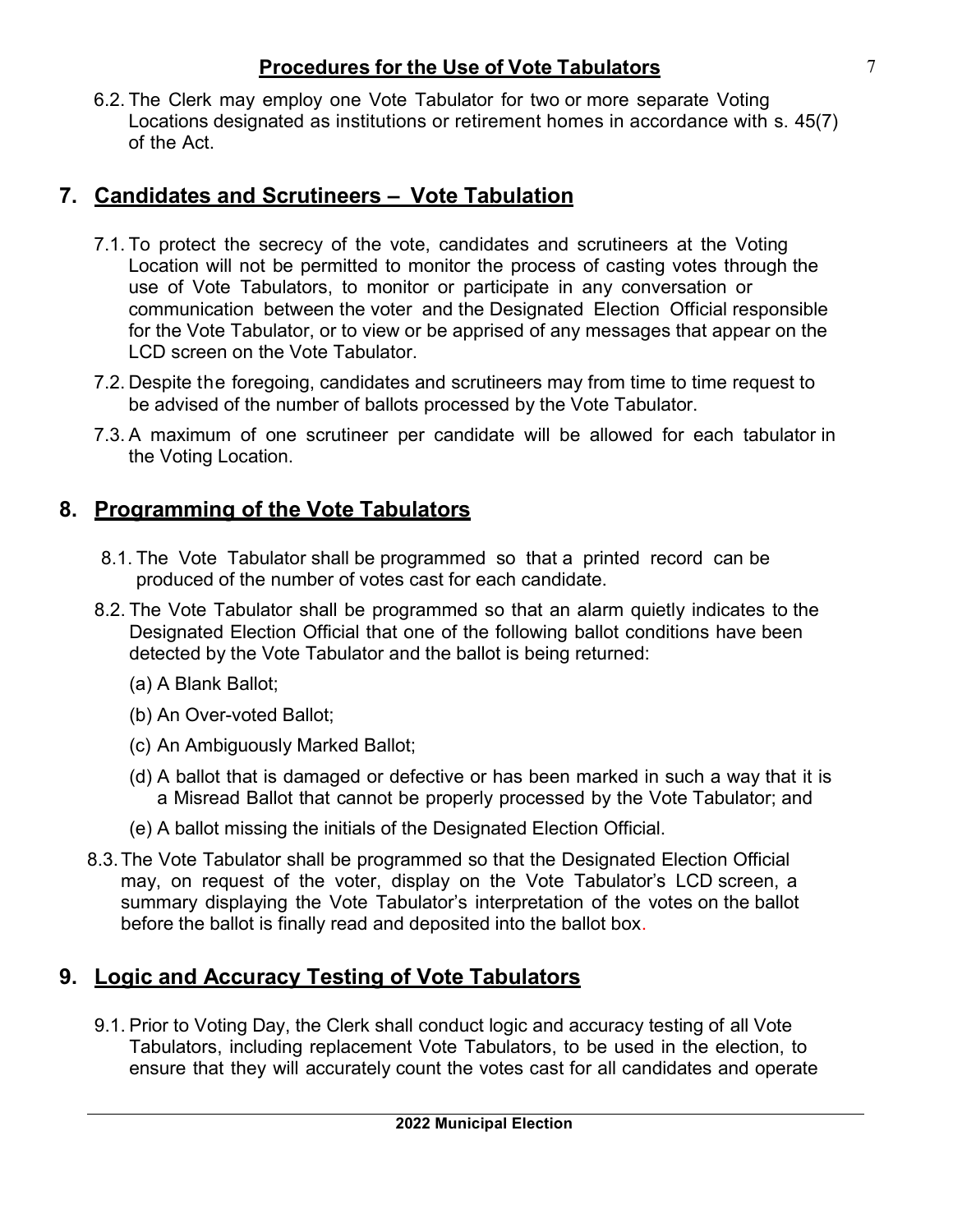6.2. The Clerk may employ one Vote Tabulator for two or more separate Voting Locations designated as institutions or retirement homes in accordance with s. 45(7) of the Act.

## 7. Candidates and Scrutineers – Vote Tabulation

7.1. To protect the secrecy of the vote, candidates and scrutineers at the Voting Location will not be permitted to monitor the process of casting votes through the use of Vote Tabulators, to monitor or participate in any conversation or communication between the voter and the Designated Election Official responsible for the Vote Tabulator, or to view or be apprised of any messages that appear on the LCD screen on the Vote Tabulator.

7.2. Despite the foregoing, candidates and scrutineers may from time to time request to be advised of the number of ballots processed by the Vote Tabulator.

7.3. A maximum of one scrutineer per candidate will be allowed for each tabulator in the Voting Location.

## 8. Programming of the Vote Tabulators

8.1. The Vote Tabulator shall be programmed so that a printed record can be produced of the number of votes cast for each candidate.

8.2. The Vote Tabulator shall be programmed so that an alarm quietly indicates to the Designated Election Official that one of the following ballot conditions have been detected by the Vote Tabulator and the ballot is being returned:

(a) A Blank Ballot;

(b) An Over-voted Ballot;

(c) An Ambiguously Marked Ballot;

(d) A ballot that is damaged or defective or has been marked in such a way that it is a Misread Ballot that cannot be properly processed by the Vote Tabulator; and

(e) A ballot missing the initials of the Designated Election Official.

8.3. The Vote Tabulator shall be programmed so that the Designated Election Official may, on request of the voter, display on the Vote Tabulator's LCD screen, a summary displaying the Vote Tabulator's interpretation of the votes on the ballot before the ballot is finally read and deposited into the ballot box.

## 9. Logic and Accuracy Testing of Vote Tabulators

9.1. Prior to Voting Day, the Clerk shall conduct logic and accuracy testing of all Vote Tabulators, including replacement Vote Tabulators, to be used in the election, to ensure that they will accurately count the votes cast for all candidates and operate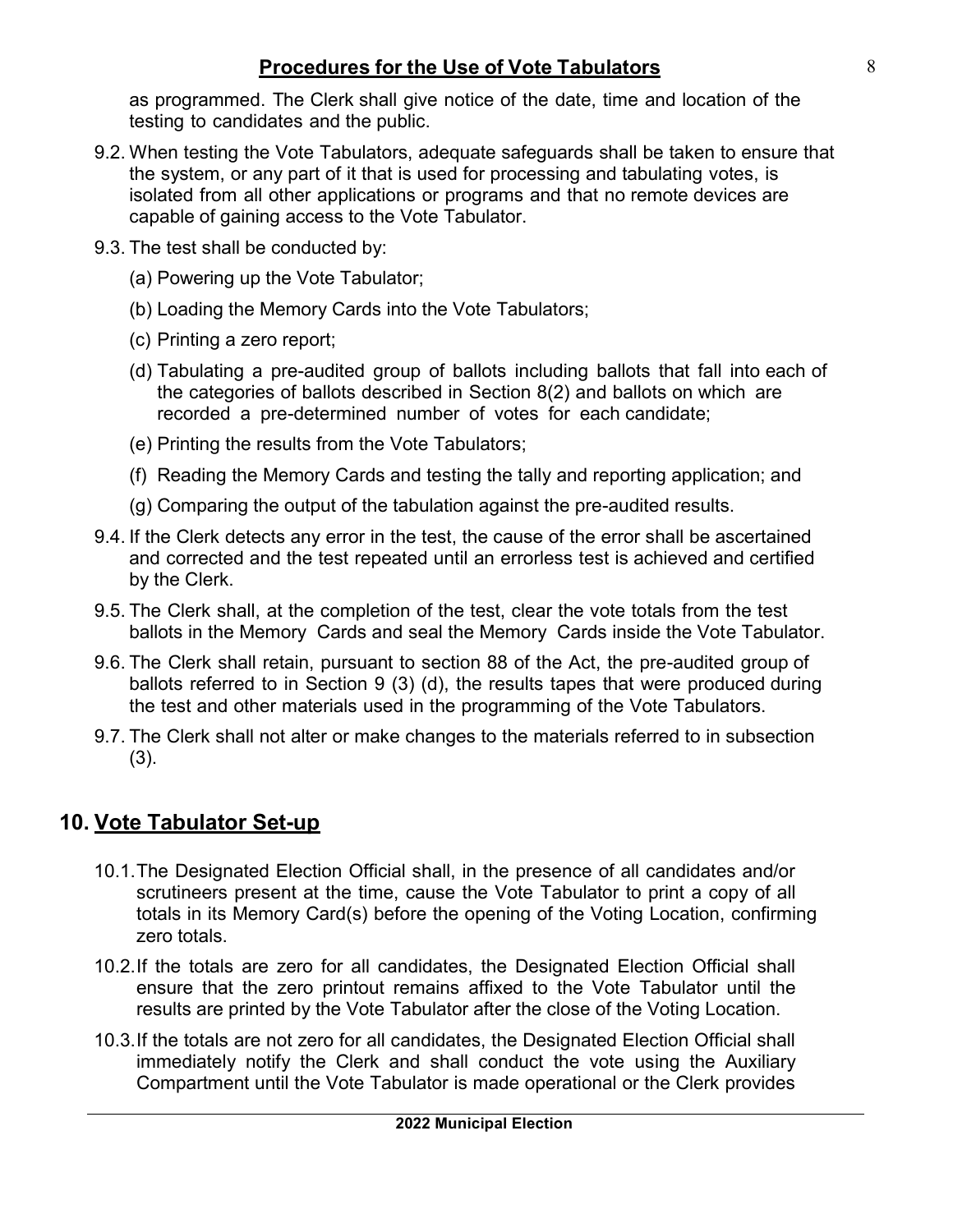as programmed. The Clerk shall give notice of the date, time and location of the testing to candidates and the public.

9.2. When testing the Vote Tabulators, adequate safeguards shall be taken to ensure that the system, or any part of it that is used for processing and tabulating votes, is isolated from all other applications or programs and that no remote devices are capable of gaining access to the Vote Tabulator.

9.3. The test shall be conducted by:

(a) Powering up the Vote Tabulator;

(b) Loading the Memory Cards into the Vote Tabulators;

(c) Printing a zero report;

(d) Tabulating a pre-audited group of ballots including ballots that fall into each of the categories of ballots described in Section 8(2) and ballots on which are recorded a pre-determined number of votes for each candidate;

(e) Printing the results from the Vote Tabulators;

(f) Reading the Memory Cards and testing the tally and reporting application; and

(g) Comparing the output of the tabulation against the pre-audited results.

9.4. If the Clerk detects any error in the test, the cause of the error shall be ascertained and corrected and the test repeated until an errorless test is achieved and certified by the Clerk.

9.5. The Clerk shall, at the completion of the test, clear the vote totals from the test ballots in the Memory Cards and seal the Memory Cards inside the Vote Tabulator.

9.6. The Clerk shall retain, pursuant to section 88 of the Act, the pre-audited group of ballots referred to in Section 9 (3) (d), the results tapes that were produced during the test and other materials used in the programming of the Vote Tabulators.

9.7. The Clerk shall not alter or make changes to the materials referred to in subsection (3).

## 10. Vote Tabulator Set-up

10.1. The Designated Election Official shall, in the presence of all candidates and/or scrutineers present at the time, cause the Vote Tabulator to print a copy of all totals in its Memory Card(s) before the opening of the Voting Location, confirming zero totals.

10.2. If the totals are zero for all candidates, the Designated Election Official shall ensure that the zero printout remains affixed to the Vote Tabulator until the results are printed by the Vote Tabulator after the close of the Voting Location.

10.3. If the totals are not zero for all candidates, the Designated Election Official shall immediately notify the Clerk and shall conduct the vote using the Auxiliary Compartment until the Vote Tabulator is made operational or the Clerk provides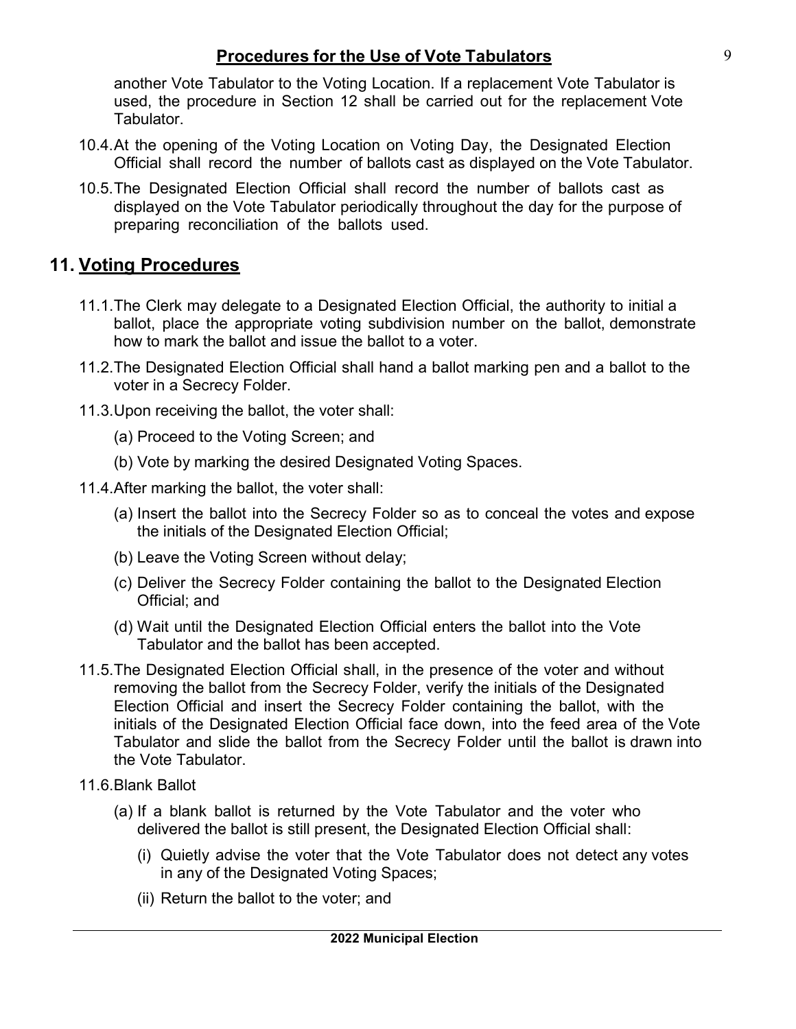another Vote Tabulator to the Voting Location. If a replacement Vote Tabulator is used, the procedure in Section 12 shall be carried out for the replacement Vote Tabulator.

10.4. At the opening of the Voting Location on Voting Day, the Designated Election Official shall record the number of ballots cast as displayed on the Vote Tabulator.

10.5. The Designated Election Official shall record the number of ballots cast as displayed on the Vote Tabulator periodically throughout the day for the purpose of preparing reconciliation of the ballots used.

## 11. Voting Procedures

11.1. The Clerk may delegate to a Designated Election Official, the authority to initial a ballot, place the appropriate voting subdivision number on the ballot, demonstrate how to mark the ballot and issue the ballot to a voter.

11.2. The Designated Election Official shall hand a ballot marking pen and a ballot to the voter in a Secrecy Folder.

11.3. Upon receiving the ballot, the voter shall:

(a) Proceed to the Voting Screen; and

(b) Vote by marking the desired Designated Voting Spaces.

11.4. After marking the ballot, the voter shall:

(a) Insert the ballot into the Secrecy Folder so as to conceal the votes and expose the initials of the Designated Election Official;

(b) Leave the Voting Screen without delay;

(c) Deliver the Secrecy Folder containing the ballot to the Designated Election Official; and

(d) Wait until the Designated Election Official enters the ballot into the Vote Tabulator and the ballot has been accepted.

11.5. The Designated Election Official shall, in the presence of the voter and without removing the ballot from the Secrecy Folder, verify the initials of the Designated Election Official and insert the Secrecy Folder containing the ballot, with the initials of the Designated Election Official face down, into the feed area of the Vote Tabulator and slide the ballot from the Secrecy Folder until the ballot is drawn into the Vote Tabulator.

11.6. Blank Ballot

(a) If a blank ballot is returned by the Vote Tabulator and the voter who delivered the ballot is still present, the Designated Election Official shall:

(i) Quietly advise the voter that the Vote Tabulator does not detect any votes in any of the Designated Voting Spaces;

(ii) Return the ballot to the voter; and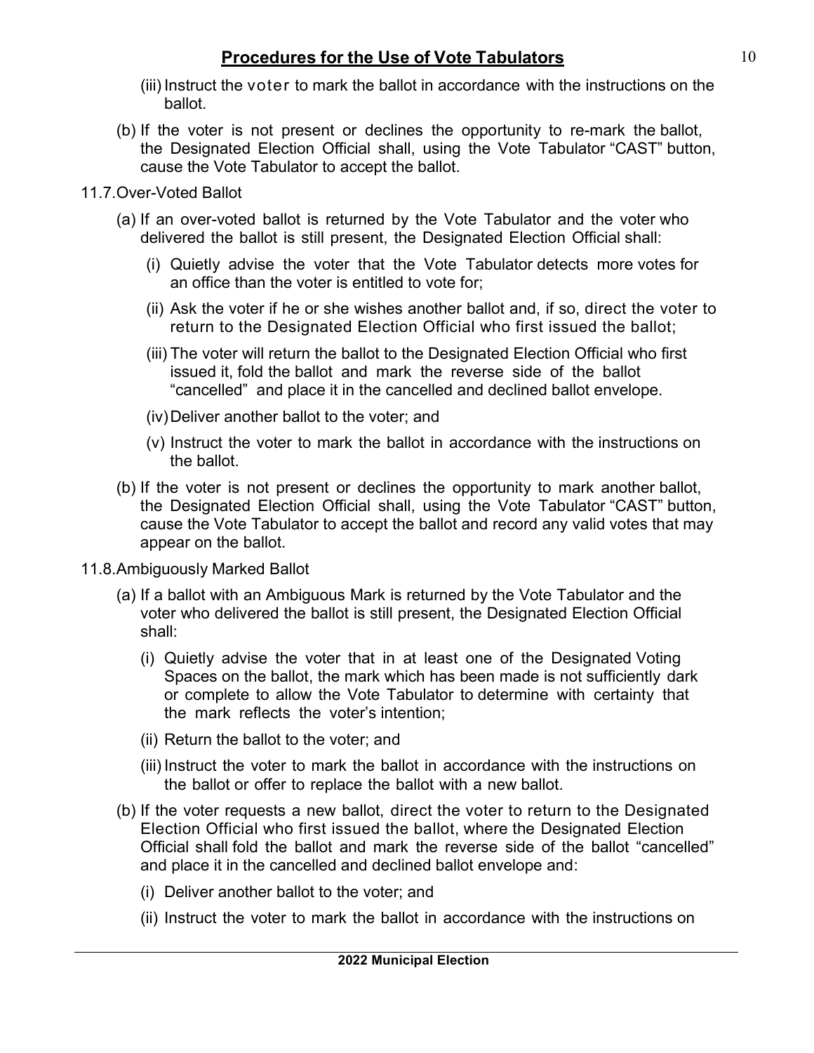(iii) Instruct the voter to mark the ballot in accordance with the instructions on the ballot.

(b) If the voter is not present or declines the opportunity to re-mark the ballot, the Designated Election Official shall, using the Vote Tabulator "CAST" button, cause the Vote Tabulator to accept the ballot.

11.7. Over-Voted Ballot

(a) If an over-voted ballot is returned by the Vote Tabulator and the voter who delivered the ballot is still present, the Designated Election Official shall:

(i) Quietly advise the voter that the Vote Tabulator detects more votes for an office than the voter is entitled to vote for;

(ii) Ask the voter if he or she wishes another ballot and, if so, direct the voter to return to the Designated Election Official who first issued the ballot;

(iii) The voter will return the ballot to the Designated Election Official who first issued it, fold the ballot and mark the reverse side of the ballot "cancelled" and place it in the cancelled and declined ballot envelope.

(iv) Deliver another ballot to the voter; and

(v) Instruct the voter to mark the ballot in accordance with the instructions on the ballot.

(b) If the voter is not present or declines the opportunity to mark another ballot, the Designated Election Official shall, using the Vote Tabulator "CAST" button, cause the Vote Tabulator to accept the ballot and record any valid votes that may appear on the ballot.

11.8. Ambiguously Marked Ballot

(a) If a ballot with an Ambiguous Mark is returned by the Vote Tabulator and the voter who delivered the ballot is still present, the Designated Election Official shall:

(i) Quietly advise the voter that in at least one of the Designated Voting Spaces on the ballot, the mark which has been made is not sufficiently dark or complete to allow the Vote Tabulator to determine with certainty that the mark reflects the voter's intention;

(ii) Return the ballot to the voter; and

(iii) Instruct the voter to mark the ballot in accordance with the instructions on the ballot or offer to replace the ballot with a new ballot.

(b) If the voter requests a new ballot, direct the voter to return to the Designated Election Official who first issued the ballot, where the Designated Election Official shall fold the ballot and mark the reverse side of the ballot "cancelled" and place it in the cancelled and declined ballot envelope and:

(i) Deliver another ballot to the voter; and

(ii) Instruct the voter to mark the ballot in accordance with the instructions on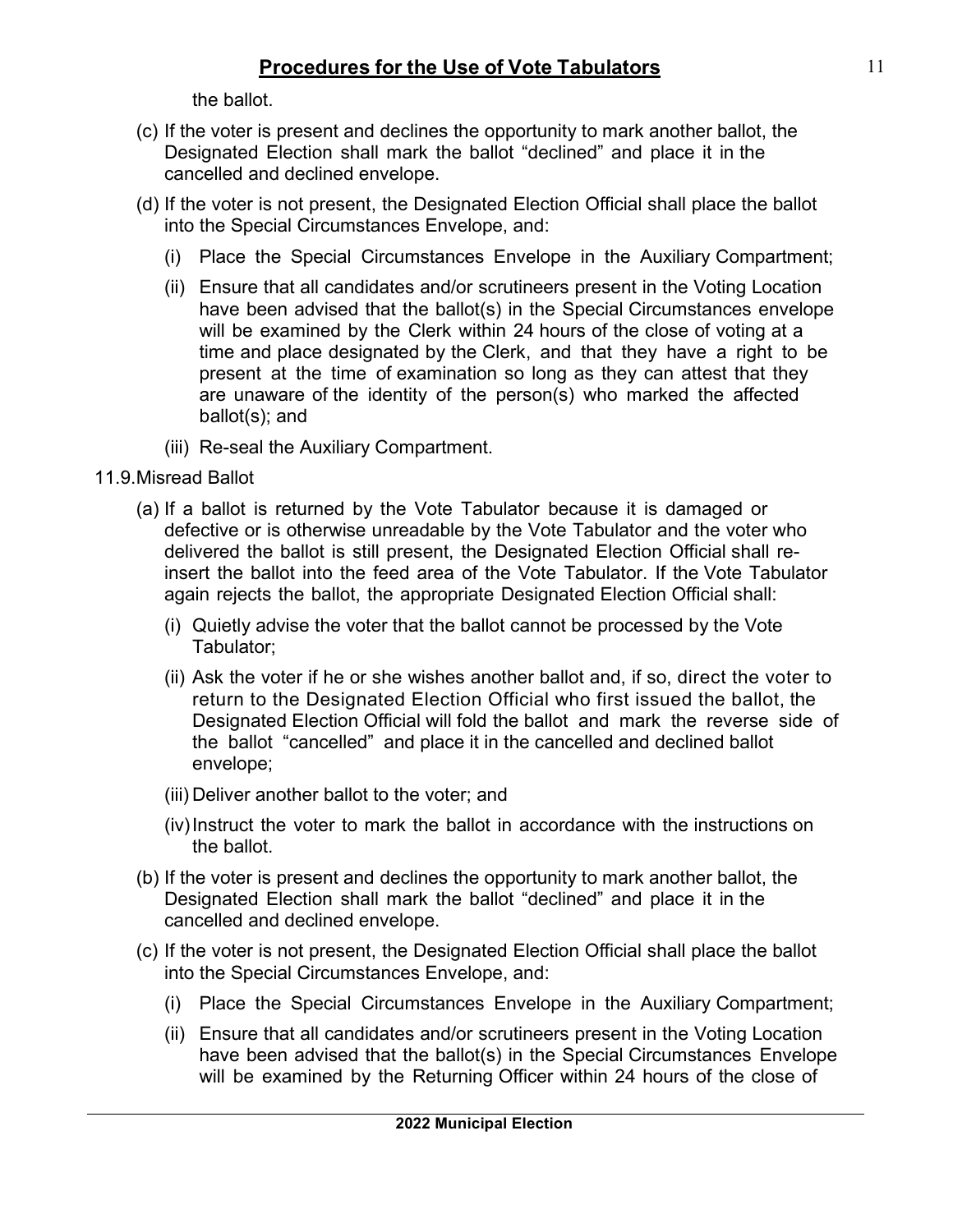the ballot.

(c) If the voter is present and declines the opportunity to mark another ballot, the Designated Election shall mark the ballot "declined" and place it in the cancelled and declined envelope.

(d) If the voter is not present, the Designated Election Official shall place the ballot into the Special Circumstances Envelope, and:

   (i) Place the Special Circumstances Envelope in the Auxiliary Compartment;

   (ii) Ensure that all candidates and/or scrutineers present in the Voting Location have been advised that the ballot(s) in the Special Circumstances envelope will be examined by the Clerk within 24 hours of the close of voting at a time and place designated by the Clerk, and that they have a right to be present at the time of examination so long as they can attest that they are unaware of the identity of the person(s) who marked the affected ballot(s); and

   (iii) Re-seal the Auxiliary Compartment.

11.9. Misread Ballot

(a) If a ballot is returned by the Vote Tabulator because it is damaged or defective or is otherwise unreadable by the Vote Tabulator and the voter who delivered the ballot is still present, the Designated Election Official shall re-insert the ballot into the feed area of the Vote Tabulator. If the Vote Tabulator again rejects the ballot, the appropriate Designated Election Official shall:

   (i) Quietly advise the voter that the ballot cannot be processed by the Vote Tabulator;

   (ii) Ask the voter if he or she wishes another ballot and, if so, direct the voter to return to the Designated Election Official who first issued the ballot, the Designated Election Official will fold the ballot and mark the reverse side of the ballot "cancelled" and place it in the cancelled and declined ballot envelope;

   (iii) Deliver another ballot to the voter; and

   (iv) Instruct the voter to mark the ballot in accordance with the instructions on the ballot.

(b) If the voter is present and declines the opportunity to mark another ballot, the Designated Election shall mark the ballot "declined" and place it in the cancelled and declined envelope.

(c) If the voter is not present, the Designated Election Official shall place the ballot into the Special Circumstances Envelope, and:

   (i) Place the Special Circumstances Envelope in the Auxiliary Compartment;

   (ii) Ensure that all candidates and/or scrutineers present in the Voting Location have been advised that the ballot(s) in the Special Circumstances Envelope will be examined by the Returning Officer within 24 hours of the close of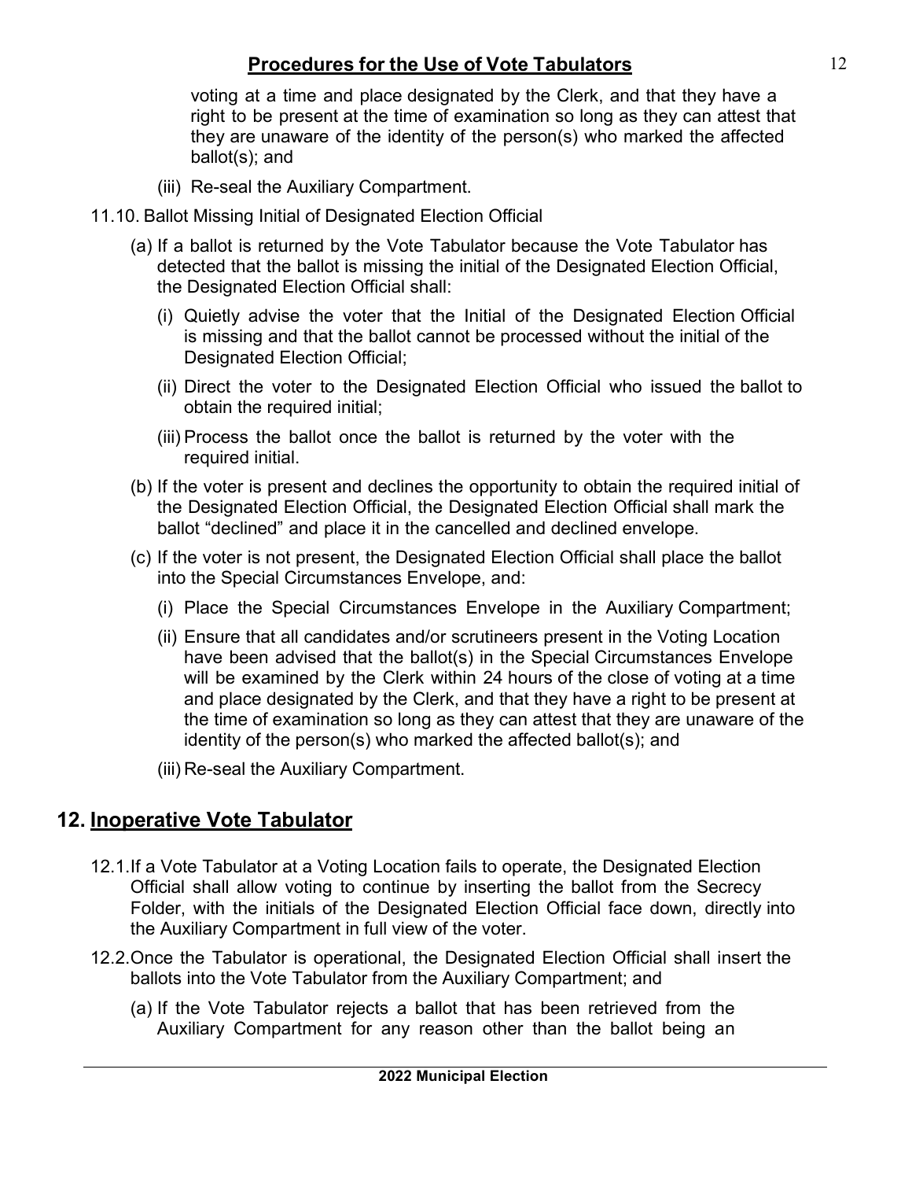voting at a time and place designated by the Clerk, and that they have a right to be present at the time of examination so long as they can attest that they are unaware of the identity of the person(s) who marked the affected ballot(s); and

(iii) Re-seal the Auxiliary Compartment.

11.10. Ballot Missing Initial of Designated Election Official

(a) If a ballot is returned by the Vote Tabulator because the Vote Tabulator has detected that the ballot is missing the initial of the Designated Election Official, the Designated Election Official shall:

(i) Quietly advise the voter that the Initial of the Designated Election Official is missing and that the ballot cannot be processed without the initial of the Designated Election Official;

(ii) Direct the voter to the Designated Election Official who issued the ballot to obtain the required initial;

(iii) Process the ballot once the ballot is returned by the voter with the required initial.

(b) If the voter is present and declines the opportunity to obtain the required initial of the Designated Election Official, the Designated Election Official shall mark the ballot "declined" and place it in the cancelled and declined envelope.

(c) If the voter is not present, the Designated Election Official shall place the ballot into the Special Circumstances Envelope, and:

(i) Place the Special Circumstances Envelope in the Auxiliary Compartment;

(ii) Ensure that all candidates and/or scrutineers present in the Voting Location have been advised that the ballot(s) in the Special Circumstances Envelope will be examined by the Clerk within 24 hours of the close of voting at a time and place designated by the Clerk, and that they have a right to be present at the time of examination so long as they can attest that they are unaware of the identity of the person(s) who marked the affected ballot(s); and

(iii) Re-seal the Auxiliary Compartment.

## 12. <u>Inoperative Vote Tabulator</u>

12.1. If a Vote Tabulator at a Voting Location fails to operate, the Designated Election Official shall allow voting to continue by inserting the ballot from the Secrecy Folder, with the initials of the Designated Election Official face down, directly into the Auxiliary Compartment in full view of the voter.

12.2. Once the Tabulator is operational, the Designated Election Official shall insert the ballots into the Vote Tabulator from the Auxiliary Compartment; and

(a) If the Vote Tabulator rejects a ballot that has been retrieved from the Auxiliary Compartment for any reason other than the ballot being an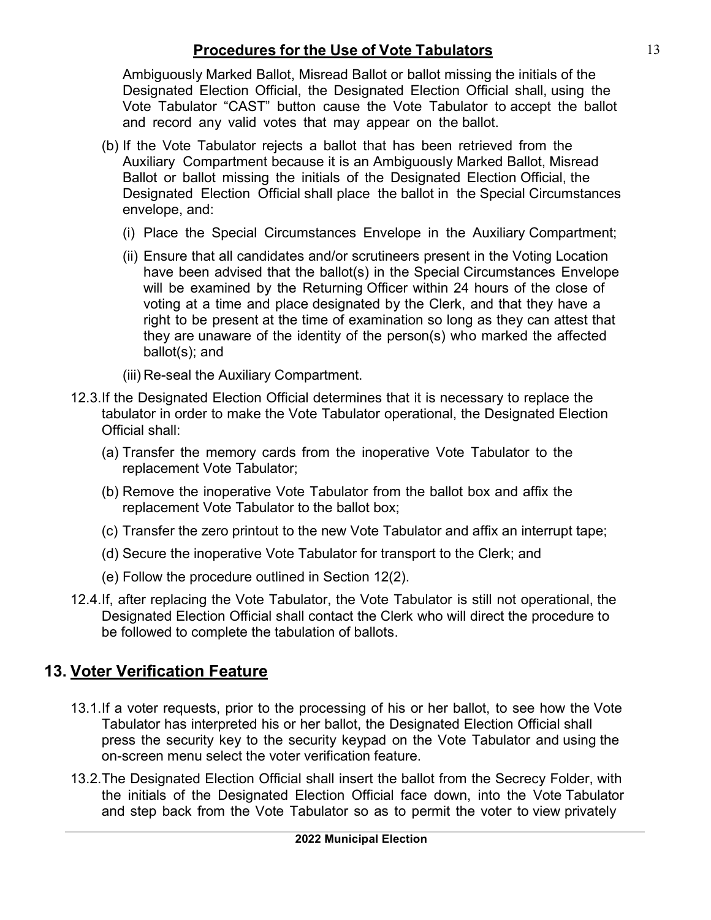Ambiguously Marked Ballot, Misread Ballot or ballot missing the initials of the Designated Election Official, the Designated Election Official shall, using the Vote Tabulator "CAST" button cause the Vote Tabulator to accept the ballot and record any valid votes that may appear on the ballot.

(b) If the Vote Tabulator rejects a ballot that has been retrieved from the Auxiliary Compartment because it is an Ambiguously Marked Ballot, Misread Ballot or ballot missing the initials of the Designated Election Official, the Designated Election Official shall place the ballot in the Special Circumstances envelope, and:

(i) Place the Special Circumstances Envelope in the Auxiliary Compartment;

(ii) Ensure that all candidates and/or scrutineers present in the Voting Location have been advised that the ballot(s) in the Special Circumstances Envelope will be examined by the Returning Officer within 24 hours of the close of voting at a time and place designated by the Clerk, and that they have a right to be present at the time of examination so long as they can attest that they are unaware of the identity of the person(s) who marked the affected ballot(s); and

(iii) Re-seal the Auxiliary Compartment.

12.3. If the Designated Election Official determines that it is necessary to replace the tabulator in order to make the Vote Tabulator operational, the Designated Election Official shall:

(a) Transfer the memory cards from the inoperative Vote Tabulator to the replacement Vote Tabulator;

(b) Remove the inoperative Vote Tabulator from the ballot box and affix the replacement Vote Tabulator to the ballot box;

(c) Transfer the zero printout to the new Vote Tabulator and affix an interrupt tape;

(d) Secure the inoperative Vote Tabulator for transport to the Clerk; and

(e) Follow the procedure outlined in Section 12(2).

12.4. If, after replacing the Vote Tabulator, the Vote Tabulator is still not operational, the Designated Election Official shall contact the Clerk who will direct the procedure to be followed to complete the tabulation of ballots.

## 13. Voter Verification Feature

13.1. If a voter requests, prior to the processing of his or her ballot, to see how the Vote Tabulator has interpreted his or her ballot, the Designated Election Official shall press the security key to the security keypad on the Vote Tabulator and using the on-screen menu select the voter verification feature.

13.2. The Designated Election Official shall insert the ballot from the Secrecy Folder, with the initials of the Designated Election Official face down, into the Vote Tabulator and step back from the Vote Tabulator so as to permit the voter to view privately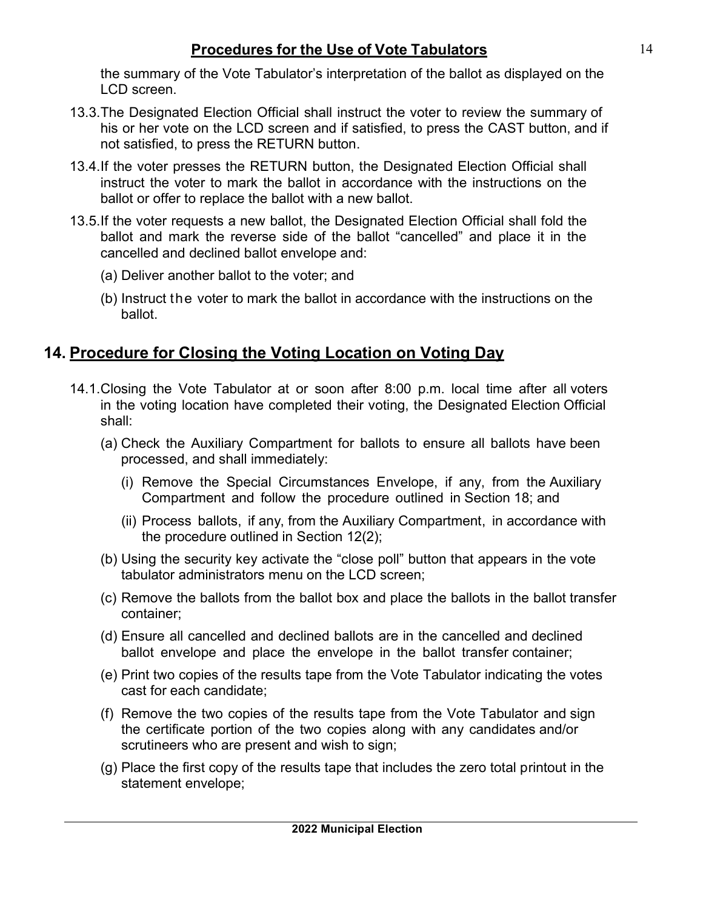the summary of the Vote Tabulator's interpretation of the ballot as displayed on the LCD screen.

13.3. The Designated Election Official shall instruct the voter to review the summary of his or her vote on the LCD screen and if satisfied, to press the CAST button, and if not satisfied, to press the RETURN button.

13.4. If the voter presses the RETURN button, the Designated Election Official shall instruct the voter to mark the ballot in accordance with the instructions on the ballot or offer to replace the ballot with a new ballot.

13.5. If the voter requests a new ballot, the Designated Election Official shall fold the ballot and mark the reverse side of the ballot "cancelled" and place it in the cancelled and declined ballot envelope and:

(a) Deliver another ballot to the voter; and

(b) Instruct the voter to mark the ballot in accordance with the instructions on the ballot.

## 14. Procedure for Closing the Voting Location on Voting Day

14.1. Closing the Vote Tabulator at or soon after 8:00 p.m. local time after all voters in the voting location have completed their voting, the Designated Election Official shall:

(a) Check the Auxiliary Compartment for ballots to ensure all ballots have been processed, and shall immediately:

(i) Remove the Special Circumstances Envelope, if any, from the Auxiliary Compartment and follow the procedure outlined in Section 18; and

(ii) Process ballots, if any, from the Auxiliary Compartment, in accordance with the procedure outlined in Section 12(2);

(b) Using the security key activate the "close poll" button that appears in the vote tabulator administrators menu on the LCD screen;

(c) Remove the ballots from the ballot box and place the ballots in the ballot transfer container;

(d) Ensure all cancelled and declined ballots are in the cancelled and declined ballot envelope and place the envelope in the ballot transfer container;

(e) Print two copies of the results tape from the Vote Tabulator indicating the votes cast for each candidate;

(f) Remove the two copies of the results tape from the Vote Tabulator and sign the certificate portion of the two copies along with any candidates and/or scrutineers who are present and wish to sign;

(g) Place the first copy of the results tape that includes the zero total printout in the statement envelope;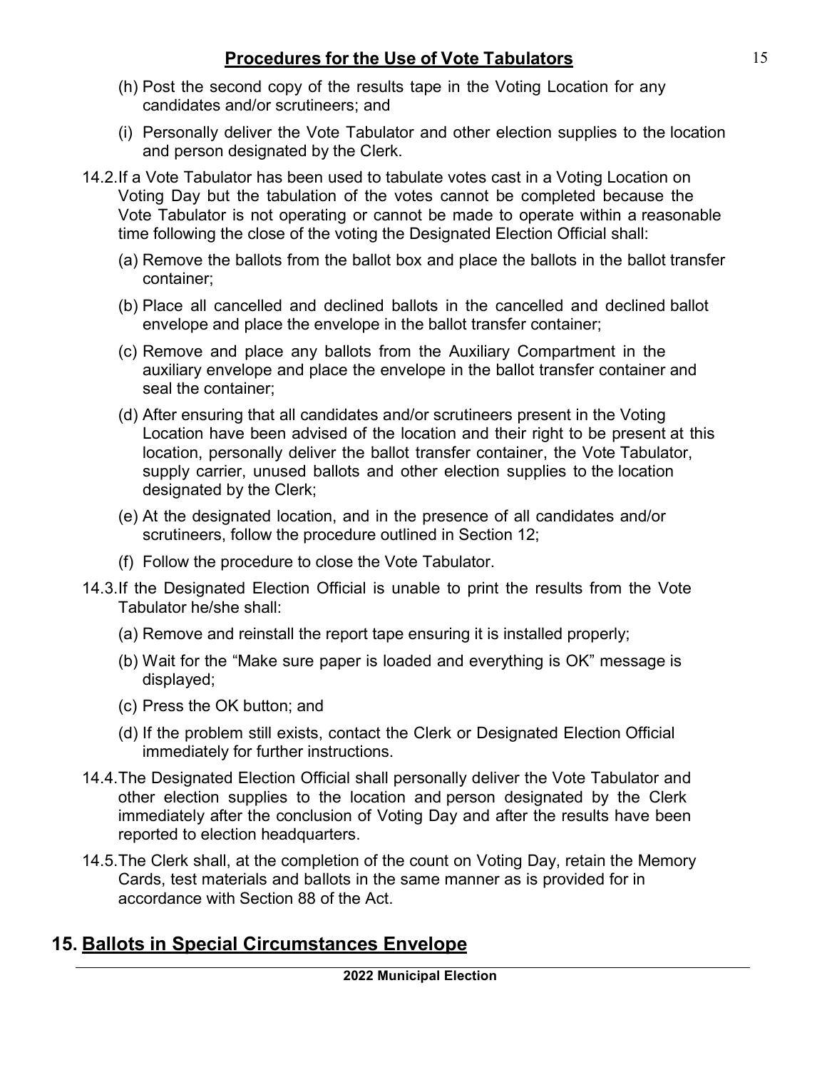(h) Post the second copy of the results tape in the Voting Location for any candidates and/or scrutineers; and

(i) Personally deliver the Vote Tabulator and other election supplies to the location and person designated by the Clerk.

14.2. If a Vote Tabulator has been used to tabulate votes cast in a Voting Location on Voting Day but the tabulation of the votes cannot be completed because the Vote Tabulator is not operating or cannot be made to operate within a reasonable time following the close of the voting the Designated Election Official shall:

(a) Remove the ballots from the ballot box and place the ballots in the ballot transfer container;

(b) Place all cancelled and declined ballots in the cancelled and declined ballot envelope and place the envelope in the ballot transfer container;

(c) Remove and place any ballots from the Auxiliary Compartment in the auxiliary envelope and place the envelope in the ballot transfer container and seal the container;

(d) After ensuring that all candidates and/or scrutineers present in the Voting Location have been advised of the location and their right to be present at this location, personally deliver the ballot transfer container, the Vote Tabulator, supply carrier, unused ballots and other election supplies to the location designated by the Clerk;

(e) At the designated location, and in the presence of all candidates and/or scrutineers, follow the procedure outlined in Section 12;

(f) Follow the procedure to close the Vote Tabulator.

14.3. If the Designated Election Official is unable to print the results from the Vote Tabulator he/she shall:

(a) Remove and reinstall the report tape ensuring it is installed properly;

(b) Wait for the "Make sure paper is loaded and everything is OK" message is displayed;

(c) Press the OK button; and

(d) If the problem still exists, contact the Clerk or Designated Election Official immediately for further instructions.

14.4. The Designated Election Official shall personally deliver the Vote Tabulator and other election supplies to the location and person designated by the Clerk immediately after the conclusion of Voting Day and after the results have been reported to election headquarters.

14.5. The Clerk shall, at the completion of the count on Voting Day, retain the Memory Cards, test materials and ballots in the same manner as is provided for in accordance with Section 88 of the Act.

## 15. Ballots in Special Circumstances Envelope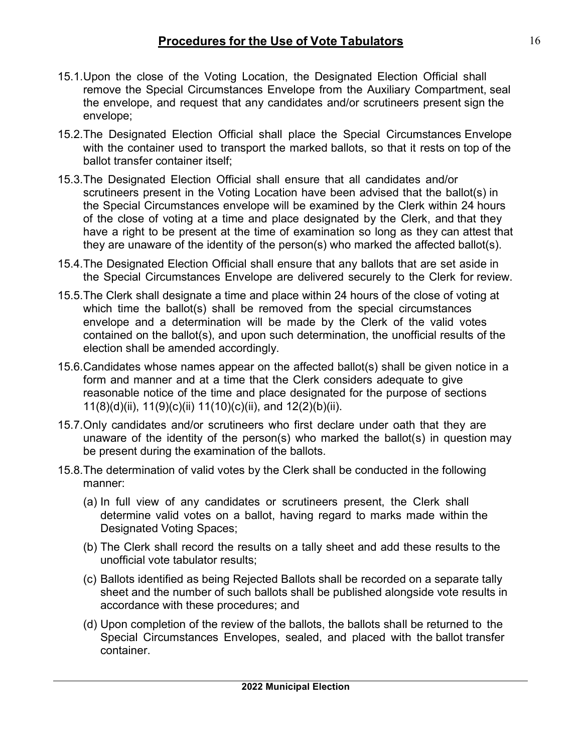## Procedures for the Use of Vote Tabulators

15.1. Upon the close of the Voting Location, the Designated Election Official shall remove the Special Circumstances Envelope from the Auxiliary Compartment, seal the envelope, and request that any candidates and/or scrutineers present sign the envelope;

15.2. The Designated Election Official shall place the Special Circumstances Envelope with the container used to transport the marked ballots, so that it rests on top of the ballot transfer container itself;

15.3. The Designated Election Official shall ensure that all candidates and/or scrutineers present in the Voting Location have been advised that the ballot(s) in the Special Circumstances envelope will be examined by the Clerk within 24 hours of the close of voting at a time and place designated by the Clerk, and that they have a right to be present at the time of examination so long as they can attest that they are unaware of the identity of the person(s) who marked the affected ballot(s).

15.4. The Designated Election Official shall ensure that any ballots that are set aside in the Special Circumstances Envelope are delivered securely to the Clerk for review.

15.5. The Clerk shall designate a time and place within 24 hours of the close of voting at which time the ballot(s) shall be removed from the special circumstances envelope and a determination will be made by the Clerk of the valid votes contained on the ballot(s), and upon such determination, the unofficial results of the election shall be amended accordingly.

15.6. Candidates whose names appear on the affected ballot(s) shall be given notice in a form and manner and at a time that the Clerk considers adequate to give reasonable notice of the time and place designated for the purpose of sections 11(8)(d)(ii), 11(9)(c)(ii) 11(10)(c)(ii), and 12(2)(b)(ii).

15.7. Only candidates and/or scrutineers who first declare under oath that they are unaware of the identity of the person(s) who marked the ballot(s) in question may be present during the examination of the ballots.

15.8. The determination of valid votes by the Clerk shall be conducted in the following manner:

(a) In full view of any candidates or scrutineers present, the Clerk shall determine valid votes on a ballot, having regard to marks made within the Designated Voting Spaces;

(b) The Clerk shall record the results on a tally sheet and add these results to the unofficial vote tabulator results;

(c) Ballots identified as being Rejected Ballots shall be recorded on a separate tally sheet and the number of such ballots shall be published alongside vote results in accordance with these procedures; and

(d) Upon completion of the review of the ballots, the ballots shall be returned to the Special Circumstances Envelopes, sealed, and placed with the ballot transfer container.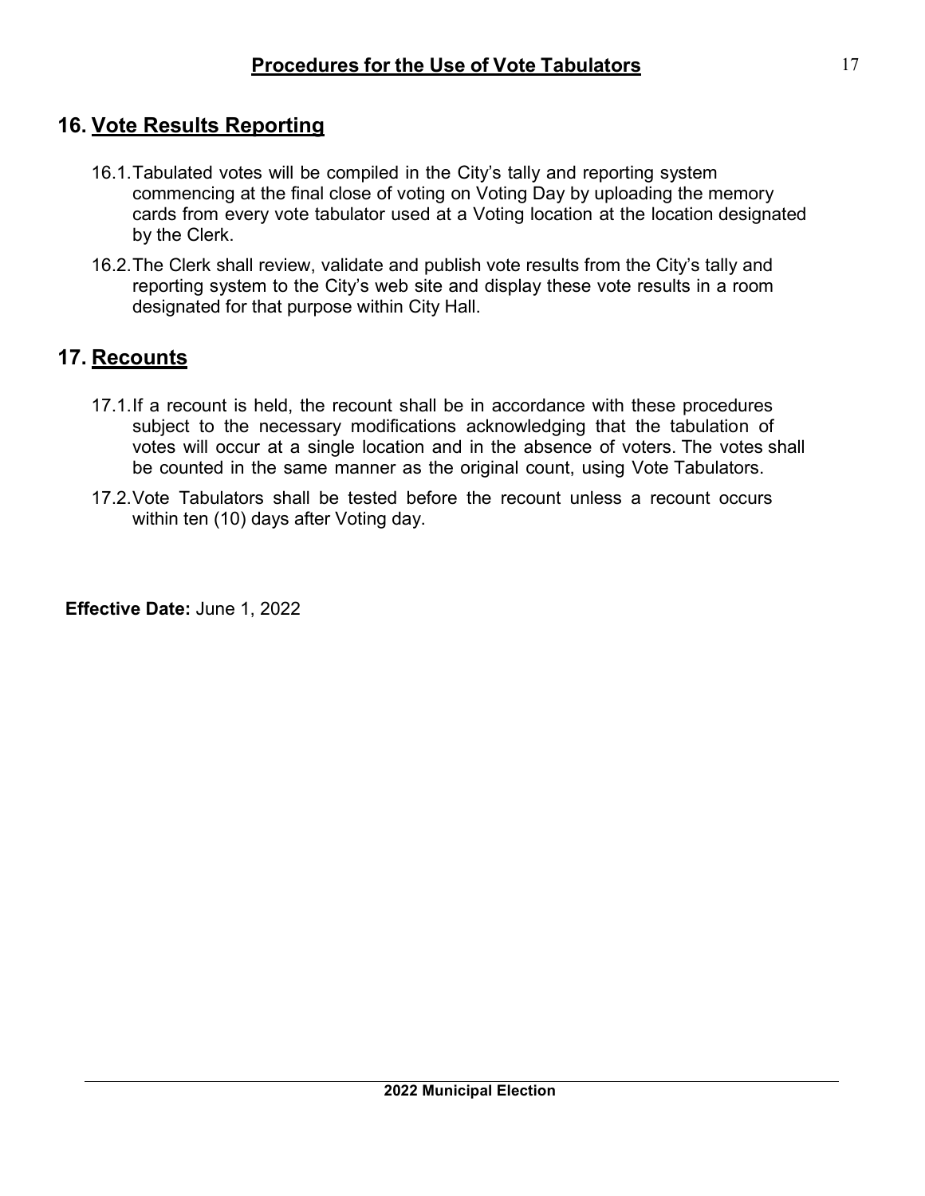## 16. Vote Results Reporting

16.1. Tabulated votes will be compiled in the City's tally and reporting system commencing at the final close of voting on Voting Day by uploading the memory cards from every vote tabulator used at a Voting location at the location designated by the Clerk.

16.2. The Clerk shall review, validate and publish vote results from the City's tally and reporting system to the City's web site and display these vote results in a room designated for that purpose within City Hall.

## 17. Recounts

17.1. If a recount is held, the recount shall be in accordance with these procedures subject to the necessary modifications acknowledging that the tabulation of votes will occur at a single location and in the absence of voters. The votes shall be counted in the same manner as the original count, using Vote Tabulators.

17.2. Vote Tabulators shall be tested before the recount unless a recount occurs within ten (10) days after Voting day.

**Effective Date:** June 1, 2022